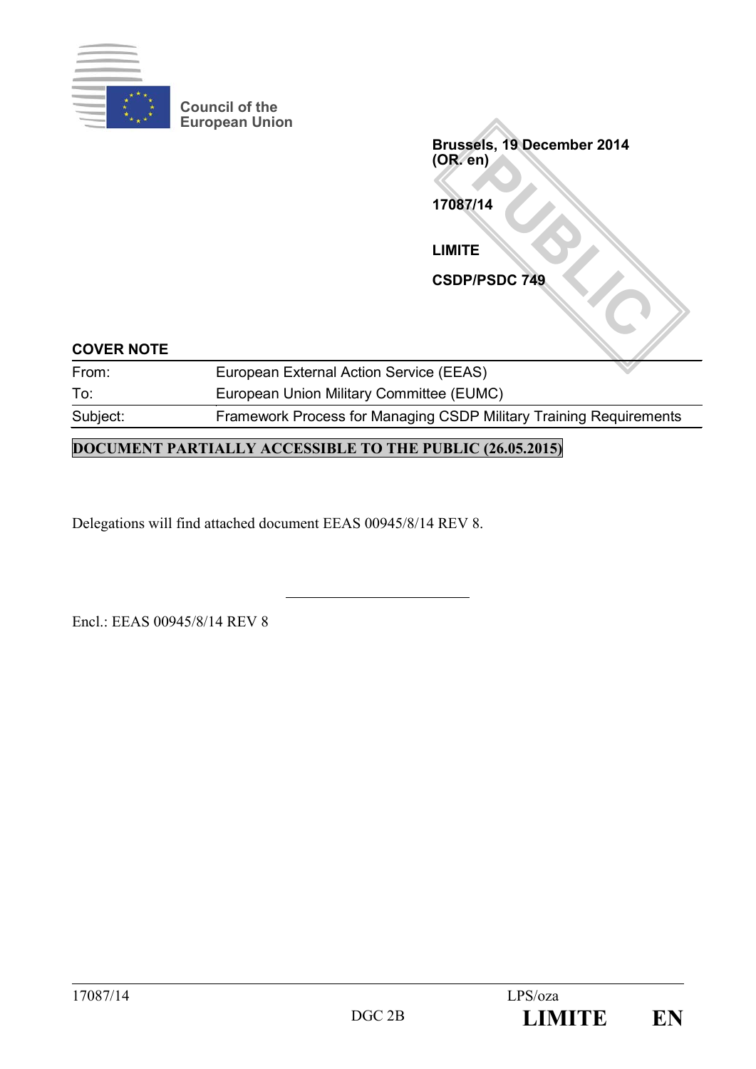Council of the European Union

**Brussels, 19 December 2014**
**(OR. en)**

**17087/14**

**LIMITE**

**CSDP/PSDC 749**

PUBLIC

**COVER NOTE**

| | |
|---|---|
| From: | European External Action Service (EEAS) |
| To: | European Union Military Committee (EUMC) |
| Subject: | Framework Process for Managing CSDP Military Training Requirements |

**DOCUMENT PARTIALLY ACCESSIBLE TO THE PUBLIC (26.05.2015)**

Delegations will find attached document EEAS 00945/8/14 REV 8.

Encl.: EEAS 00945/8/14 REV 8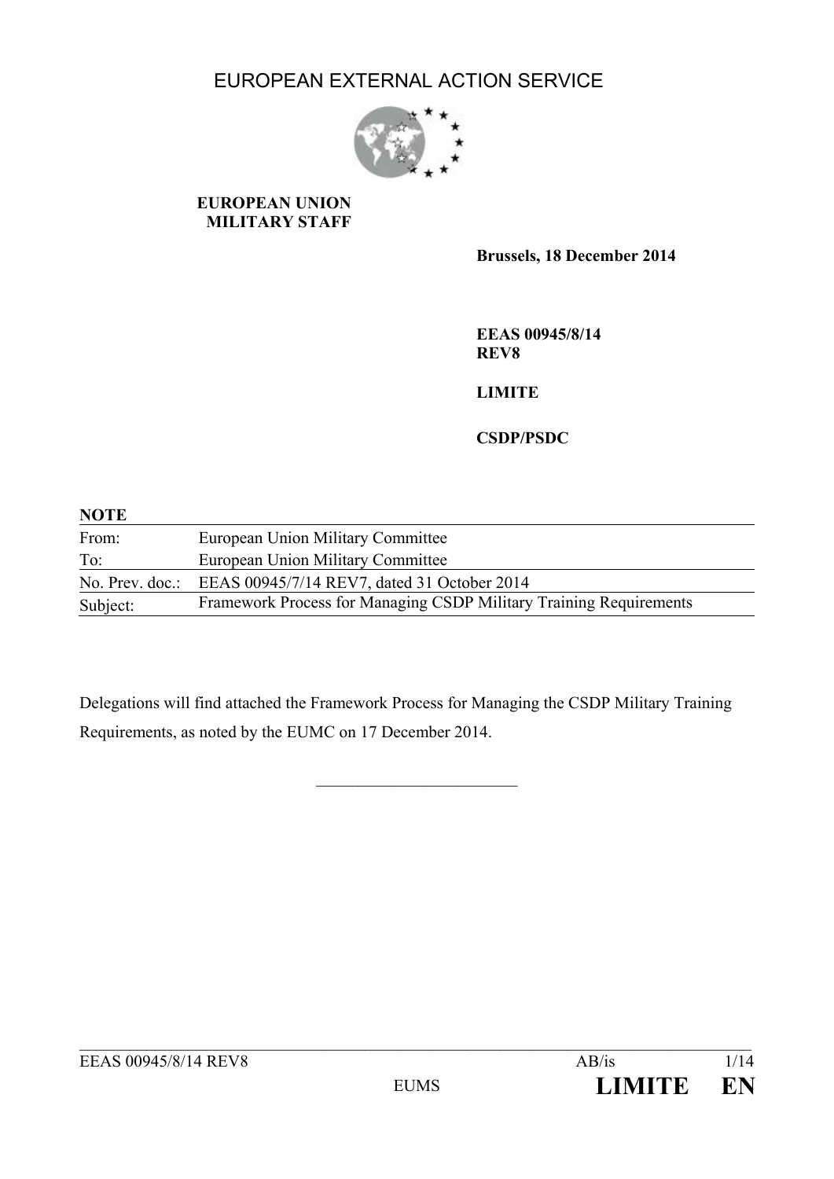EUROPEAN EXTERNAL ACTION SERVICE

**EUROPEAN UNION MILITARY STAFF**

**Brussels, 18 December 2014**

**EEAS 00945/8/14 REV8**

**LIMITE**

**CSDP/PSDC**

**NOTE**

| | |
|---|---|
| From: | European Union Military Committee |
| To: | European Union Military Committee |
| No. Prev. doc.: | EEAS 00945/7/14 REV7, dated 31 October 2014 |
| Subject: | Framework Process for Managing CSDP Military Training Requirements |

Delegations will find attached the Framework Process for Managing the CSDP Military Training Requirements, as noted by the EUMC on 17 December 2014.

________________________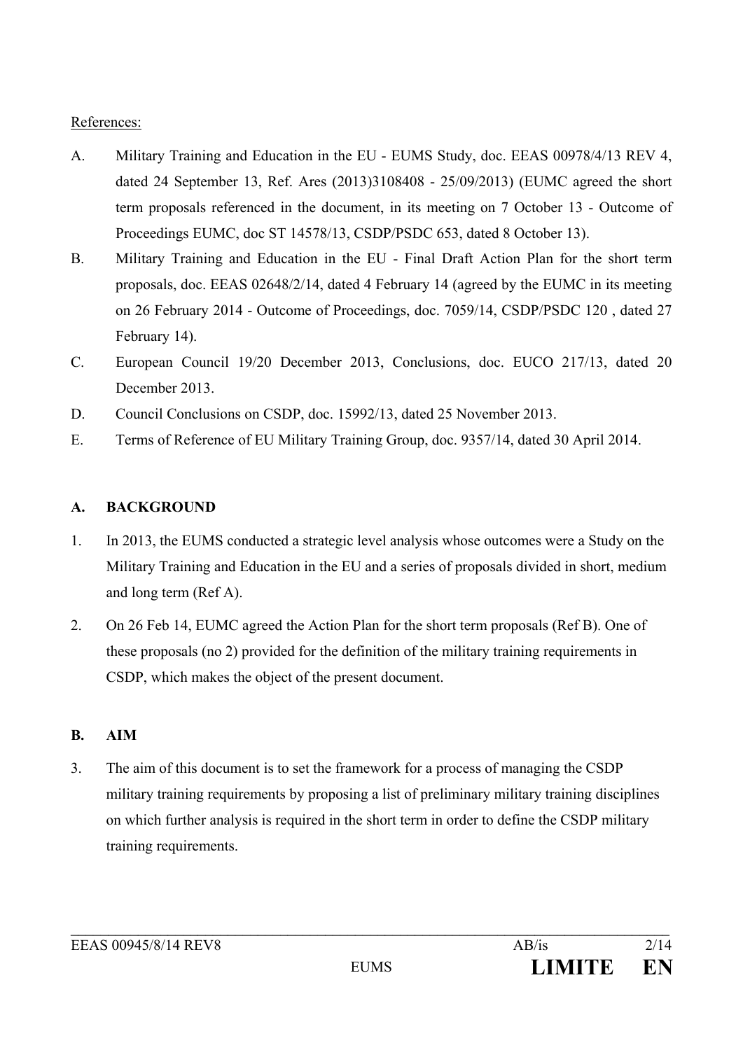References:

A. Military Training and Education in the EU - EUMS Study, doc. EEAS 00978/4/13 REV 4, dated 24 September 13, Ref. Ares (2013)3108408 - 25/09/2013) (EUMC agreed the short term proposals referenced in the document, in its meeting on 7 October 13 - Outcome of Proceedings EUMC, doc ST 14578/13, CSDP/PSDC 653, dated 8 October 13).

B. Military Training and Education in the EU - Final Draft Action Plan for the short term proposals, doc. EEAS 02648/2/14, dated 4 February 14 (agreed by the EUMC in its meeting on 26 February 2014 - Outcome of Proceedings, doc. 7059/14, CSDP/PSDC 120 , dated 27 February 14).

C. European Council 19/20 December 2013, Conclusions, doc. EUCO 217/13, dated 20 December 2013.

D. Council Conclusions on CSDP, doc. 15992/13, dated 25 November 2013.

E. Terms of Reference of EU Military Training Group, doc. 9357/14, dated 30 April 2014.

## A. BACKGROUND

1. In 2013, the EUMS conducted a strategic level analysis whose outcomes were a Study on the Military Training and Education in the EU and a series of proposals divided in short, medium and long term (Ref A).

2. On 26 Feb 14, EUMC agreed the Action Plan for the short term proposals (Ref B). One of these proposals (no 2) provided for the definition of the military training requirements in CSDP, which makes the object of the present document.

## B. AIM

3. The aim of this document is to set the framework for a process of managing the CSDP military training requirements by proposing a list of preliminary military training disciplines on which further analysis is required in the short term in order to define the CSDP military training requirements.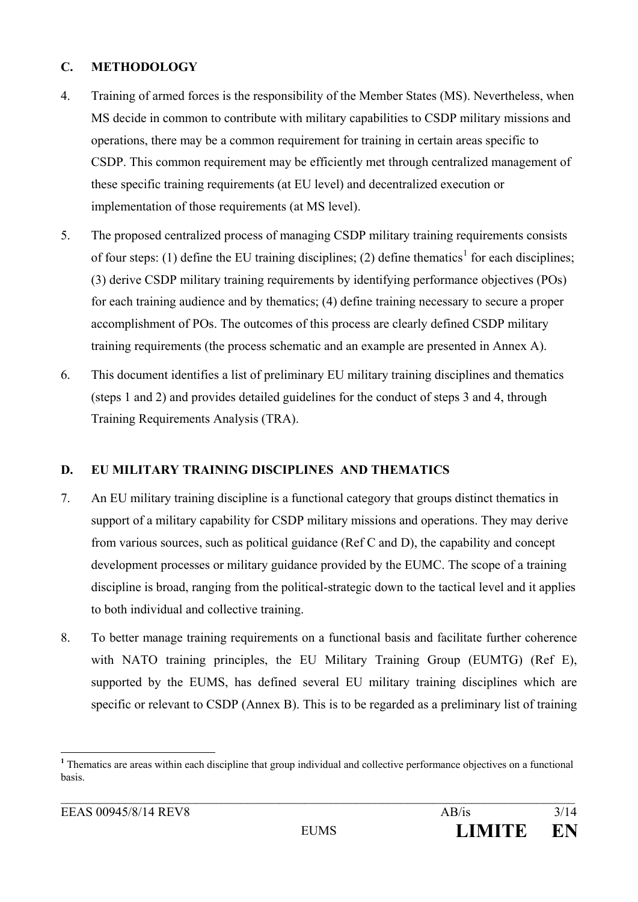## C. METHODOLOGY

4. Training of armed forces is the responsibility of the Member States (MS). Nevertheless, when MS decide in common to contribute with military capabilities to CSDP military missions and operations, there may be a common requirement for training in certain areas specific to CSDP. This common requirement may be efficiently met through centralized management of these specific training requirements (at EU level) and decentralized execution or implementation of those requirements (at MS level).

5. The proposed centralized process of managing CSDP military training requirements consists of four steps: (1) define the EU training disciplines; (2) define thematics[1] for each disciplines; (3) derive CSDP military training requirements by identifying performance objectives (POs) for each training audience and by thematics; (4) define training necessary to secure a proper accomplishment of POs. The outcomes of this process are clearly defined CSDP military training requirements (the process schematic and an example are presented in Annex A).

6. This document identifies a list of preliminary EU military training disciplines and thematics (steps 1 and 2) and provides detailed guidelines for the conduct of steps 3 and 4, through Training Requirements Analysis (TRA).

## D. EU MILITARY TRAINING DISCIPLINES AND THEMATICS

7. An EU military training discipline is a functional category that groups distinct thematics in support of a military capability for CSDP military missions and operations. They may derive from various sources, such as political guidance (Ref C and D), the capability and concept development processes or military guidance provided by the EUMC. The scope of a training discipline is broad, ranging from the political-strategic down to the tactical level and it applies to both individual and collective training.

8. To better manage training requirements on a functional basis and facilitate further coherence with NATO training principles, the EU Military Training Group (EUMTG) (Ref E), supported by the EUMS, has defined several EU military training disciplines which are specific or relevant to CSDP (Annex B). This is to be regarded as a preliminary list of training

[1] Thematics are areas within each discipline that group individual and collective performance objectives on a functional basis.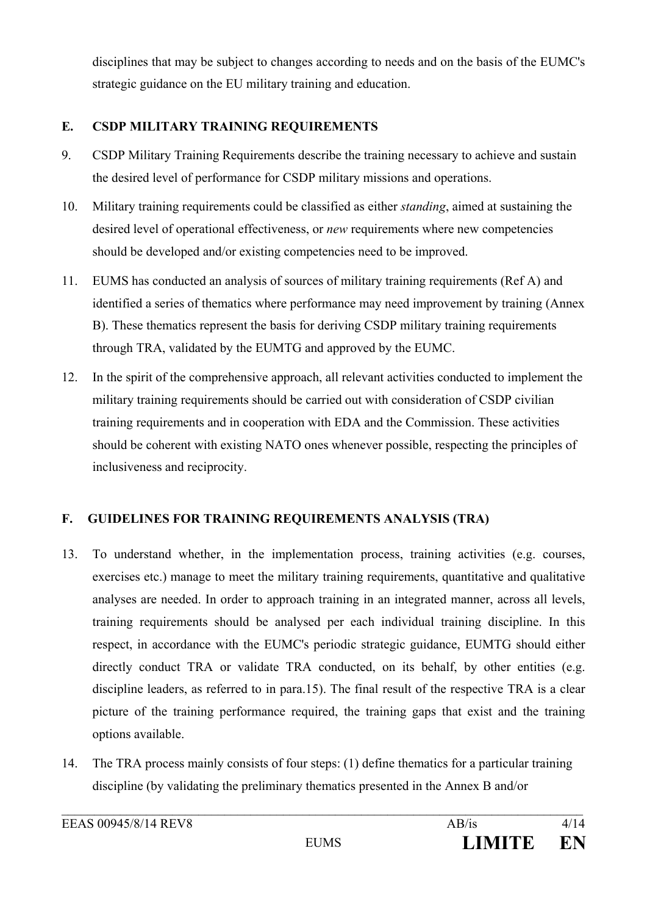disciplines that may be subject to changes according to needs and on the basis of the EUMC's strategic guidance on the EU military training and education.

## E. CSDP MILITARY TRAINING REQUIREMENTS

9. CSDP Military Training Requirements describe the training necessary to achieve and sustain the desired level of performance for CSDP military missions and operations.

10. Military training requirements could be classified as either *standing*, aimed at sustaining the desired level of operational effectiveness, or *new* requirements where new competencies should be developed and/or existing competencies need to be improved.

11. EUMS has conducted an analysis of sources of military training requirements (Ref A) and identified a series of thematics where performance may need improvement by training (Annex B). These thematics represent the basis for deriving CSDP military training requirements through TRA, validated by the EUMTG and approved by the EUMC.

12. In the spirit of the comprehensive approach, all relevant activities conducted to implement the military training requirements should be carried out with consideration of CSDP civilian training requirements and in cooperation with EDA and the Commission. These activities should be coherent with existing NATO ones whenever possible, respecting the principles of inclusiveness and reciprocity.

## F. GUIDELINES FOR TRAINING REQUIREMENTS ANALYSIS (TRA)

13. To understand whether, in the implementation process, training activities (e.g. courses, exercises etc.) manage to meet the military training requirements, quantitative and qualitative analyses are needed. In order to approach training in an integrated manner, across all levels, training requirements should be analysed per each individual training discipline. In this respect, in accordance with the EUMC's periodic strategic guidance, EUMTG should either directly conduct TRA or validate TRA conducted, on its behalf, by other entities (e.g. discipline leaders, as referred to in para.15). The final result of the respective TRA is a clear picture of the training performance required, the training gaps that exist and the training options available.

14. The TRA process mainly consists of four steps: (1) define thematics for a particular training discipline (by validating the preliminary thematics presented in the Annex B and/or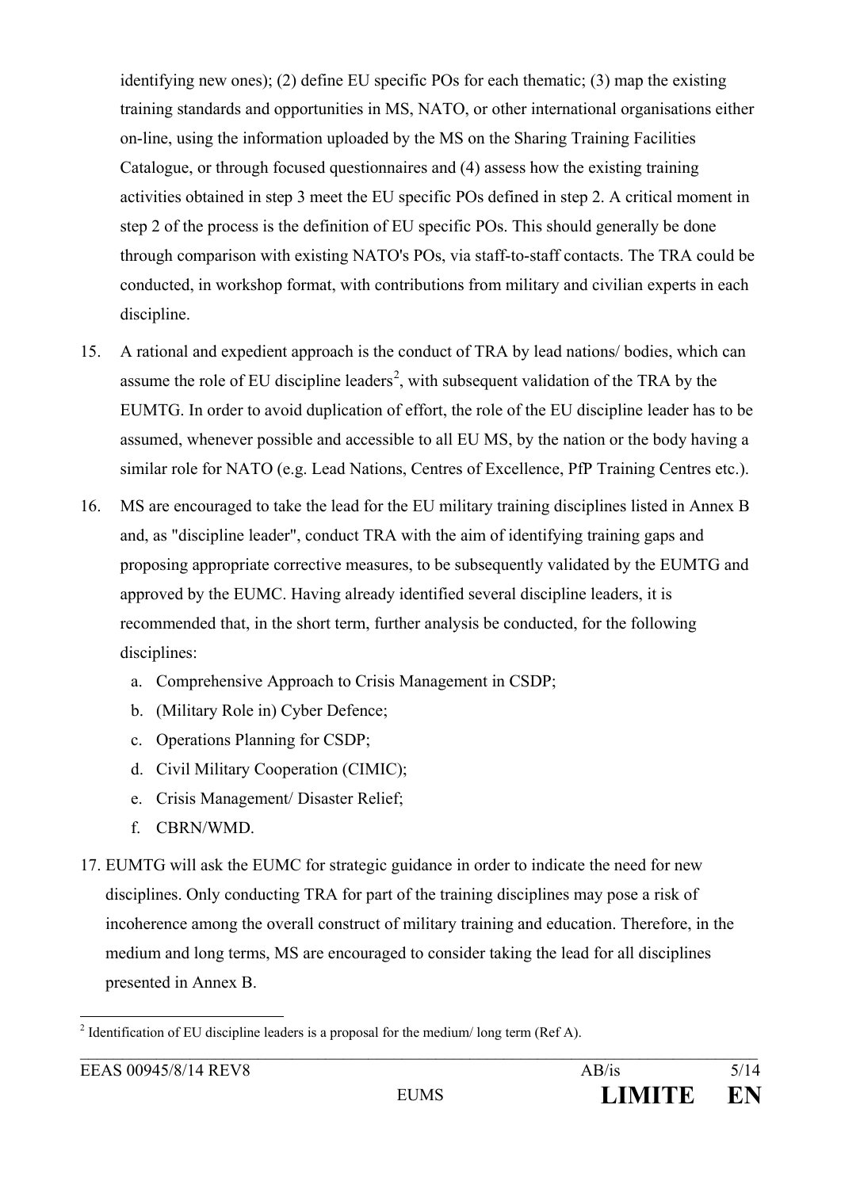identifying new ones); (2) define EU specific POs for each thematic; (3) map the existing training standards and opportunities in MS, NATO, or other international organisations either on-line, using the information uploaded by the MS on the Sharing Training Facilities Catalogue, or through focused questionnaires and (4) assess how the existing training activities obtained in step 3 meet the EU specific POs defined in step 2. A critical moment in step 2 of the process is the definition of EU specific POs. This should generally be done through comparison with existing NATO's POs, via staff-to-staff contacts. The TRA could be conducted, in workshop format, with contributions from military and civilian experts in each discipline.

15. A rational and expedient approach is the conduct of TRA by lead nations/ bodies, which can assume the role of EU discipline leaders[2], with subsequent validation of the TRA by the EUMTG. In order to avoid duplication of effort, the role of the EU discipline leader has to be assumed, whenever possible and accessible to all EU MS, by the nation or the body having a similar role for NATO (e.g. Lead Nations, Centres of Excellence, PfP Training Centres etc.).

16. MS are encouraged to take the lead for the EU military training disciplines listed in Annex B and, as "discipline leader", conduct TRA with the aim of identifying training gaps and proposing appropriate corrective measures, to be subsequently validated by the EUMTG and approved by the EUMC. Having already identified several discipline leaders, it is recommended that, in the short term, further analysis be conducted, for the following disciplines:

    a. Comprehensive Approach to Crisis Management in CSDP;
    b. (Military Role in) Cyber Defence;
    c. Operations Planning for CSDP;
    d. Civil Military Cooperation (CIMIC);
    e. Crisis Management/ Disaster Relief;
    f. CBRN/WMD.

17. EUMTG will ask the EUMC for strategic guidance in order to indicate the need for new disciplines. Only conducting TRA for part of the training disciplines may pose a risk of incoherence among the overall construct of military training and education. Therefore, in the medium and long terms, MS are encouraged to consider taking the lead for all disciplines presented in Annex B.

[2] Identification of EU discipline leaders is a proposal for the medium/ long term (Ref A).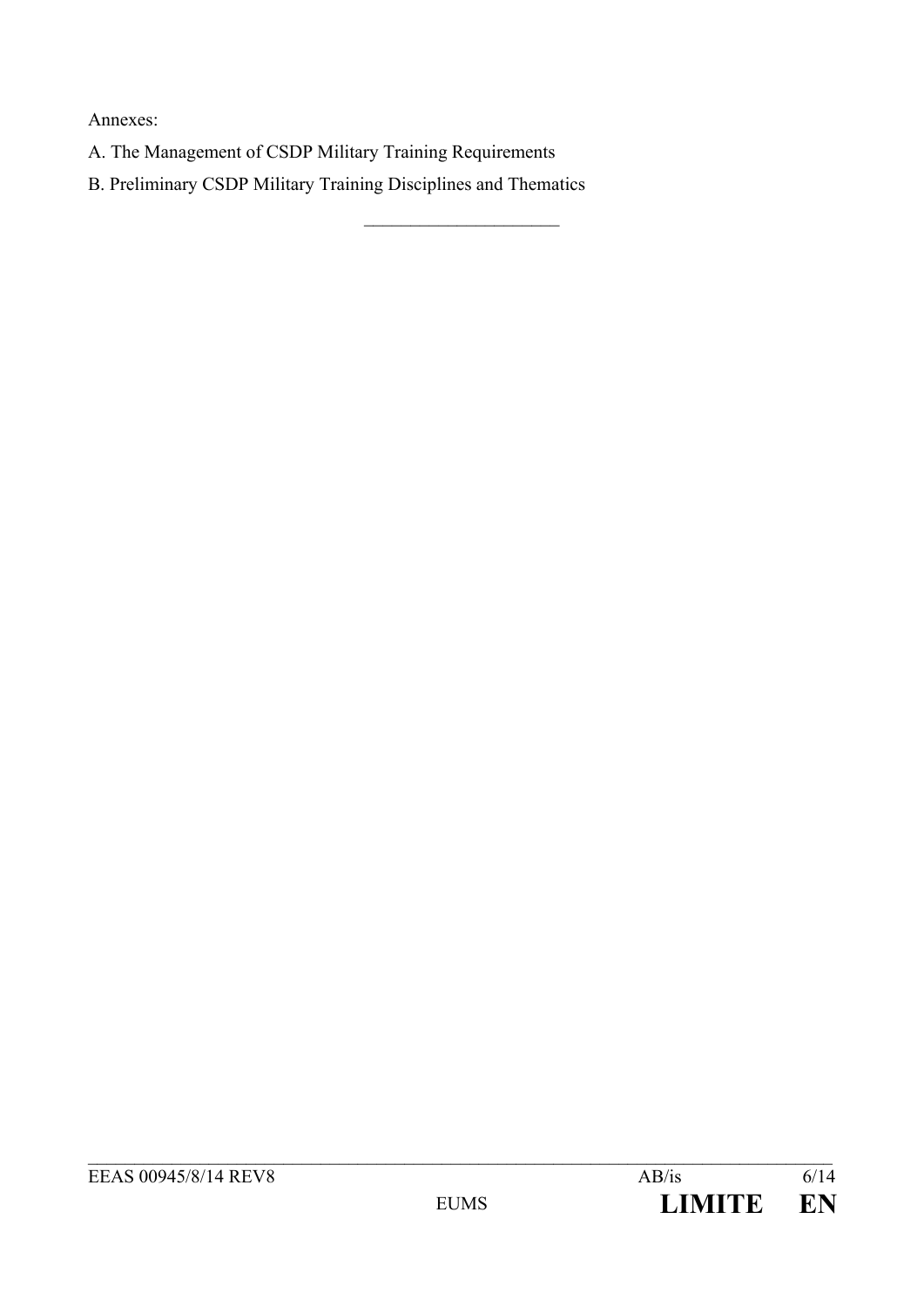Annexes:

A. The Management of CSDP Military Training Requirements

B. Preliminary CSDP Military Training Disciplines and Thematics

_____________________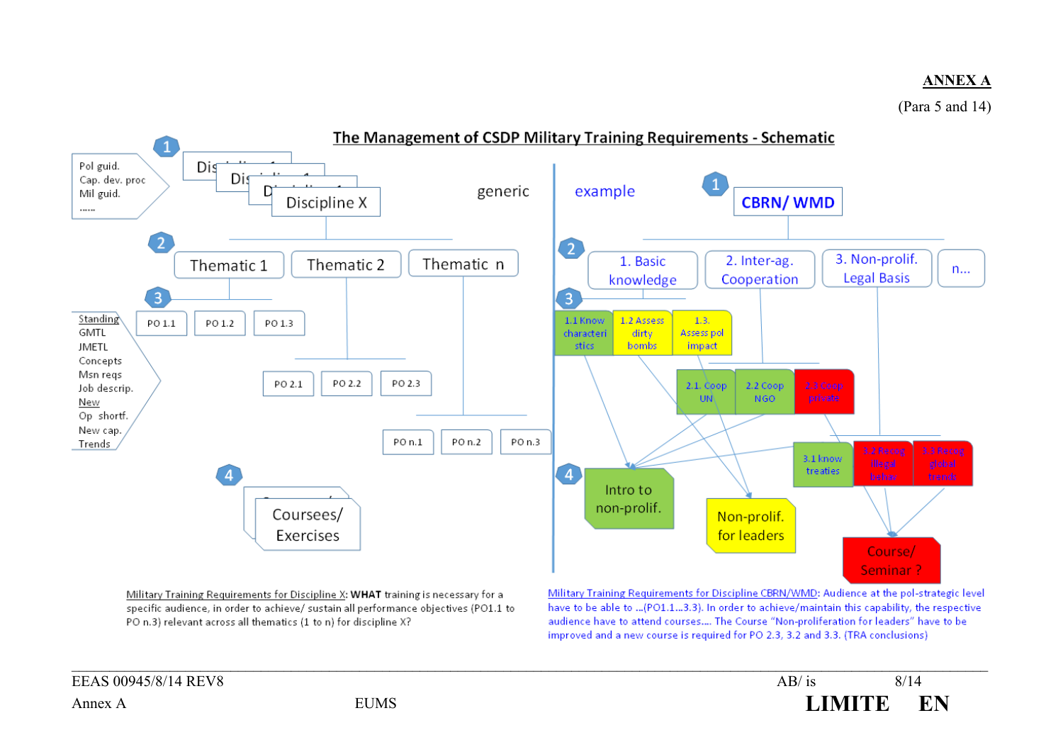**ANNEX A**

(Para 5 and 14)

## The Management of CSDP Military Training Requirements - Schematic

**generic**

1. Pol guid. / Cap. dev. proc / Mil guid. / ...... → Discipline 1, Discipline 1, Discipline 1, Discipline X
2. Thematic 1 | Thematic 2 | Thematic n
3. Standing: GMTL, JMETL, Concepts, Msn reqs, Job descrip. / New: Op shortf., New cap., Trends → PO 1.1, PO 1.2, PO 1.3 | PO 2.1, PO 2.2, PO 2.3 | PO n.1, PO n.2, PO n.3
4. Coursees/ Exercises

**example**

1. CBRN/ WMD
2. 1. Basic knowledge | 2. Inter-ag. Cooperation | 3. Non-prolif. Legal Basis | n...
3. 1.1 Know characteristics | 1.2 Assess dirty bombs | 1.3. Assess pol impact | 2.1. Coop UN | 2.2 Coop NGO | 2.3 Coop private | 3.1 know treaties | 3.2 Recog illegal behav | 3.3 Recog global trends
4. Intro to non-prolif. | Non-prolif. for leaders | Course/ Seminar ?

Military Training Requirements for Discipline X: **WHAT** training is necessary for a specific audience, in order to achieve/ sustain all performance objectives (PO1.1 to PO n.3) relevant across all thematics (1 to n) for discipline X?

Military Training Requirements for Discipline CBRN/WMD: Audience at the pol-strategic level have to be able to ...(PO1.1...3.3). In order to achieve/maintain this capability, the respective audience have to attend courses.... The Course "Non-proliferation for leaders" have to be improved and a new course is required for PO 2.3, 3.2 and 3.3. (TRA conclusions)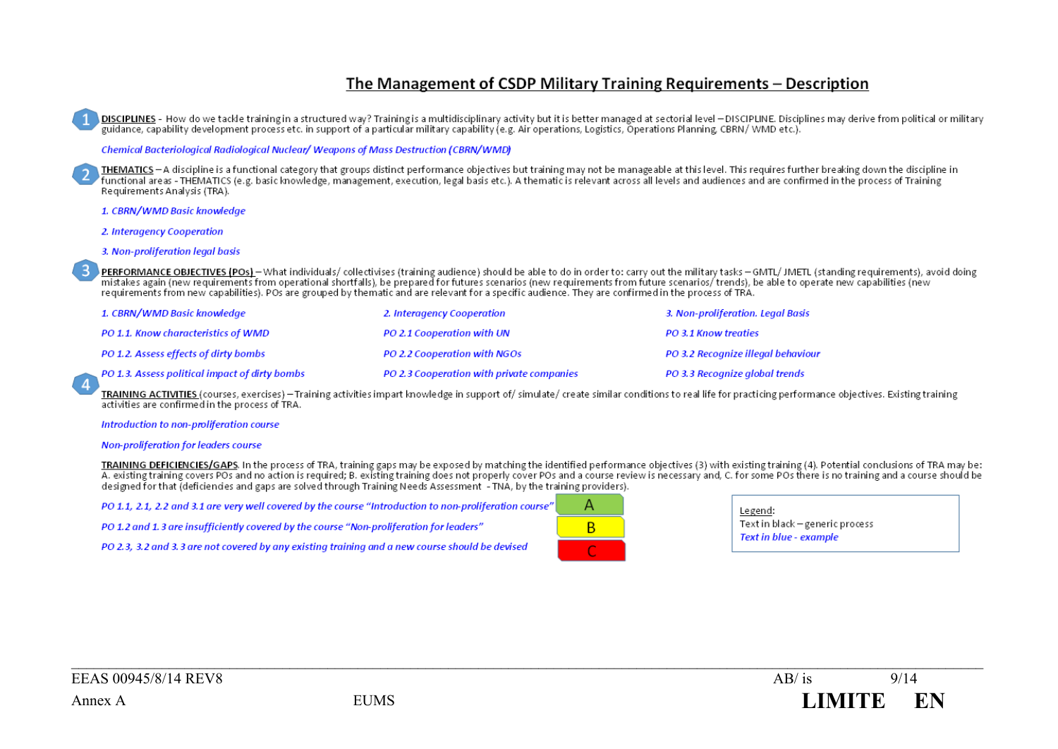# The Management of CSDP Military Training Requirements – Description

**1** **DISCIPLINES** - How do we tackle training in a structured way? Training is a multidisciplinary activity but it is better managed at sectorial level – DISCIPLINE. Disciplines may derive from political or military guidance, capability development process etc. in support of a particular military capability (e.g. Air operations, Logistics, Operations Planning, CBRN/ WMD etc.).

*Chemical Bacteriological Radiological Nuclear/ Weapons of Mass Destruction (CBRN/WMD)*

**2** **THEMATICS** – A discipline is a functional category that groups distinct performance objectives but training may not be manageable at this level. This requires further breaking down the discipline in functional areas - THEMATICS (e.g. basic knowledge, management, execution, legal basis etc.). A thematic is relevant across all levels and audiences and are confirmed in the process of Training Requirements Analysis (TRA).

*1. CBRN/WMD Basic knowledge*

*2. Interagency Cooperation*

*3. Non-proliferation legal basis*

**3** **PERFORMANCE OBJECTIVES (POs)** – What individuals/ collectivises (training audience) should be able to do in order to: carry out the military tasks – GMTL/ JMETL (standing requirements), avoid doing mistakes again (new requirements from operational shortfalls), be prepared for futures scenarios (new requirements from future scenarios/ trends), be able to operate new capabilities (new requirements from new capabilities). POs are grouped by thematic and are relevant for a specific audience. They are confirmed in the process of TRA.

| *1. CBRN/WMD Basic knowledge* | *2. Interagency Cooperation* | *3. Non-proliferation. Legal Basis* |
|---|---|---|
| *PO 1.1. Know characteristics of WMD* | *PO 2.1 Cooperation with UN* | *PO 3.1 Know treaties* |
| *PO 1.2. Assess effects of dirty bombs* | *PO 2.2 Cooperation with NGOs* | *PO 3.2 Recognize illegal behaviour* |
| *PO 1.3. Assess political impact of dirty bombs* | *PO 2.3 Cooperation with private companies* | *PO 3.3 Recognize global trends* |

**4** **TRAINING ACTIVITIES** (courses, exercises) – Training activities impart knowledge in support of/ simulate/ create similar conditions to real life for practicing performance objectives. Existing training activities are confirmed in the process of TRA.

*Introduction to non-proliferation course*

*Non-proliferation for leaders course*

**TRAINING DEFICIENCIES/GAPS**. In the process of TRA, training gaps may be exposed by matching the identified performance objectives (3) with existing training (4). Potential conclusions of TRA may be: A. existing training covers POs and no action is required; B. existing training does not properly cover POs and a course review is necessary and, C. for some POs there is no training and a course should be designed for that (deficiencies and gaps are solved through Training Needs Assessment - TNA, by the training providers).

| | |
|---|---|
| *PO 1.1, 2.1, 2.2 and 3.1 are very well covered by the course "Introduction to non-proliferation course"* | A |
| *PO 1.2 and 1.3 are insufficiently covered by the course "Non-proliferation for leaders"* | B |
| *PO 2.3, 3.2 and 3.3 are not covered by any existing training and a new course should be devised* | C |

Legend:
Text in black – generic process
*Text in blue - example*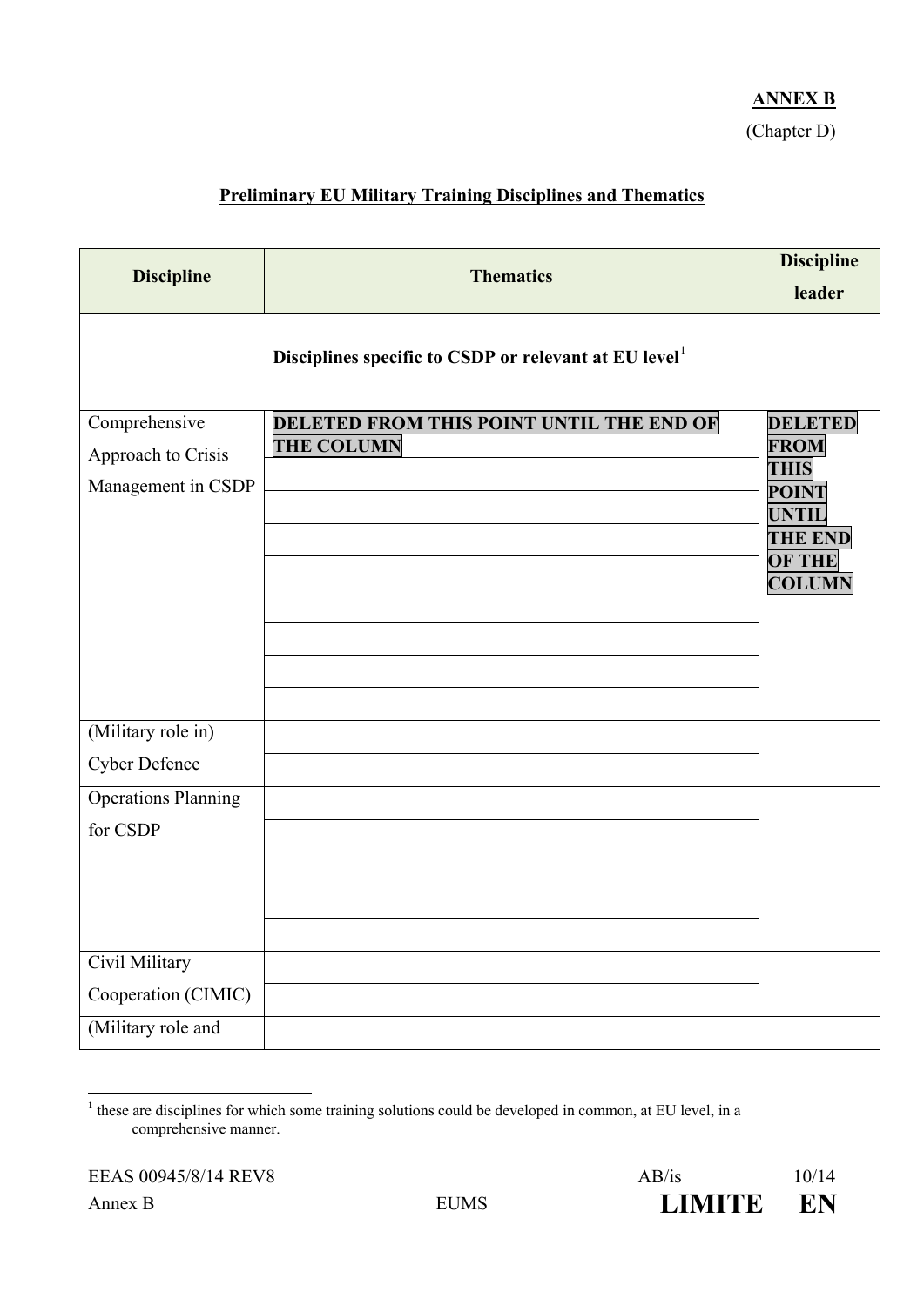**ANNEX B**

(Chapter D)

## Preliminary EU Military Training Disciplines and Thematics

| Discipline | Thematics | Discipline leader |
|---|---|---|
| **Disciplines specific to CSDP or relevant at EU level**[1] | | |
| Comprehensive Approach to Crisis Management in CSDP | **DELETED FROM THIS POINT UNTIL THE END OF THE COLUMN** | **DELETED FROM THIS POINT UNTIL THE END OF THE COLUMN** |
| | | |
| | | |
| | | |
| | | |
| | | |
| | | |
| | | |
| | | |
| (Military role in) Cyber Defence | | |
| | | |
| Operations Planning for CSDP | | |
| | | |
| | | |
| | | |
| | | |
| Civil Military Cooperation (CIMIC) | | |
| | | |
| (Military role and | | |

[1] these are disciplines for which some training solutions could be developed in common, at EU level, in a comprehensive manner.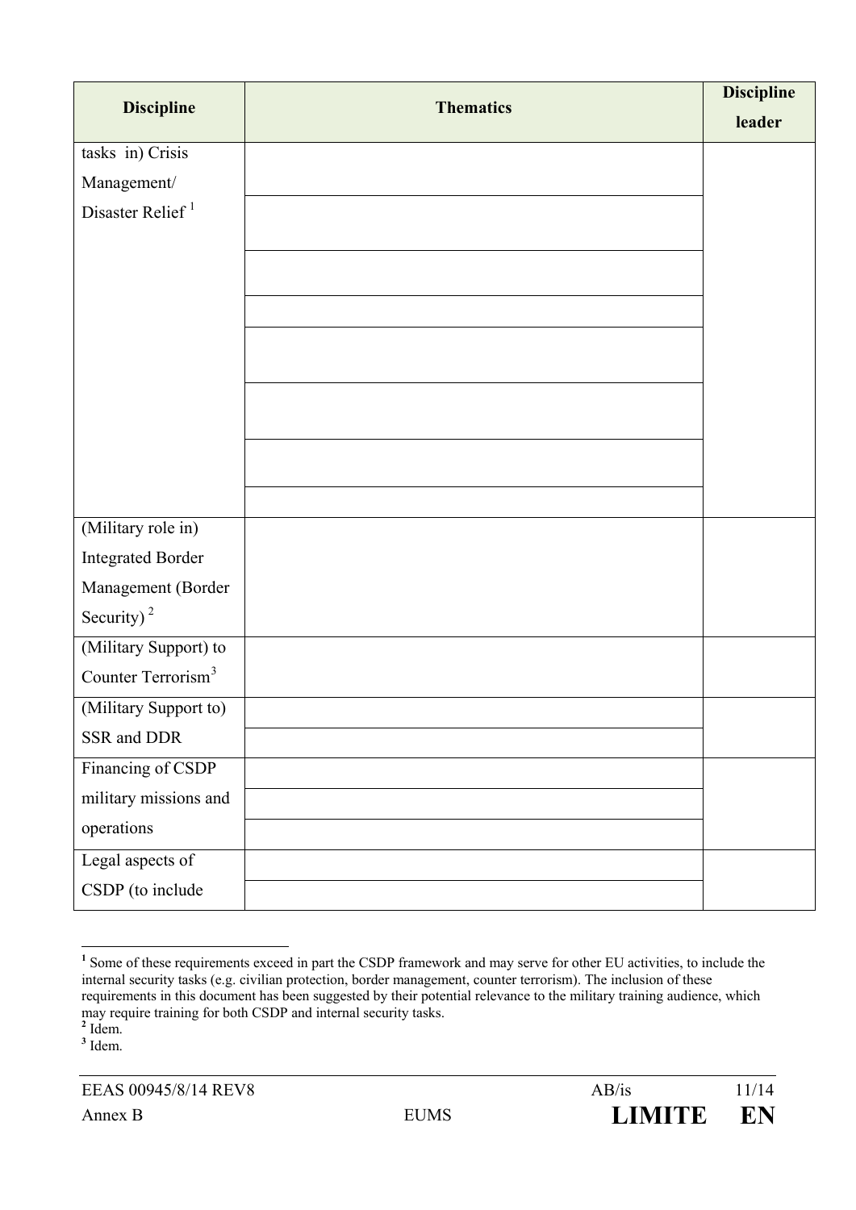| Discipline | Thematics | Discipline leader |
|---|---|---|
| tasks in) Crisis Management/ Disaster Relief [1] | | |
| | | |
| | | |
| | | |
| | | |
| | | |
| | | |
| | | |
| (Military role in) Integrated Border Management (Border Security) [2] | | |
| (Military Support) to Counter Terrorism[3] | | |
| (Military Support to) SSR and DDR | | |
| | | |
| Financing of CSDP military missions and operations | | |
| | | |
| | | |
| Legal aspects of CSDP (to include | | |
| | | |

[1] Some of these requirements exceed in part the CSDP framework and may serve for other EU activities, to include the internal security tasks (e.g. civilian protection, border management, counter terrorism). The inclusion of these requirements in this document has been suggested by their potential relevance to the military training audience, which may require training for both CSDP and internal security tasks.

[2] Idem.

[3] Idem.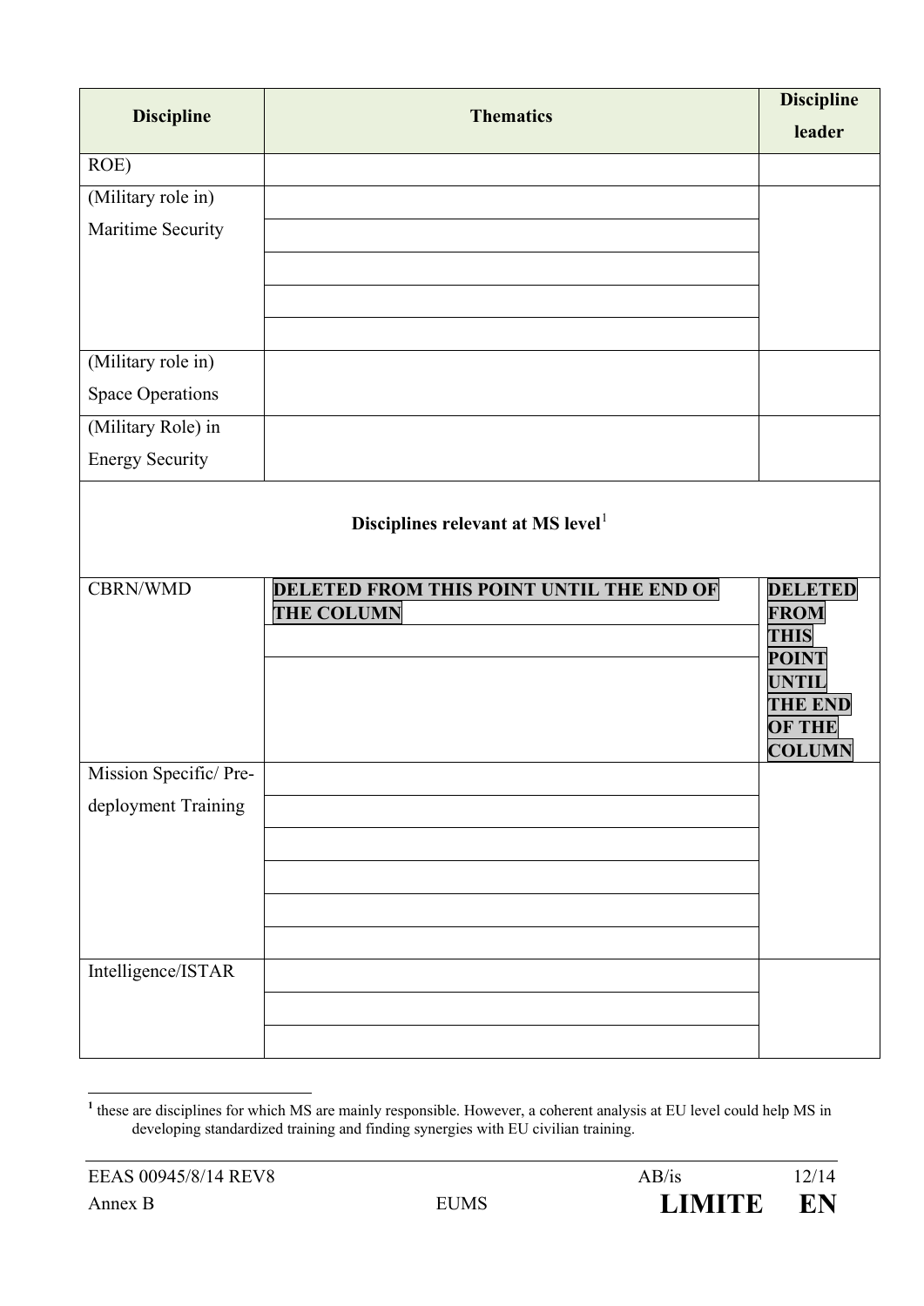| Discipline | Thematics | Discipline leader |
|---|---|---|
| ROE) | | |
| (Military role in) Maritime Security | | |
| | | |
| | | |
| | | |
| | | |
| (Military role in) Space Operations | | |
| (Military Role) in Energy Security | | |
| **Disciplines relevant at MS level**[1] | | |
| CBRN/WMD | **DELETED FROM THIS POINT UNTIL THE END OF THE COLUMN** | **DELETED FROM THIS POINT UNTIL THE END OF THE COLUMN** |
| | | |
| | | |
| Mission Specific/ Pre-deployment Training | | |
| | | |
| | | |
| | | |
| | | |
| | | |
| Intelligence/ISTAR | | |
| | | |
| | | |

[1] these are disciplines for which MS are mainly responsible. However, a coherent analysis at EU level could help MS in developing standardized training and finding synergies with EU civilian training.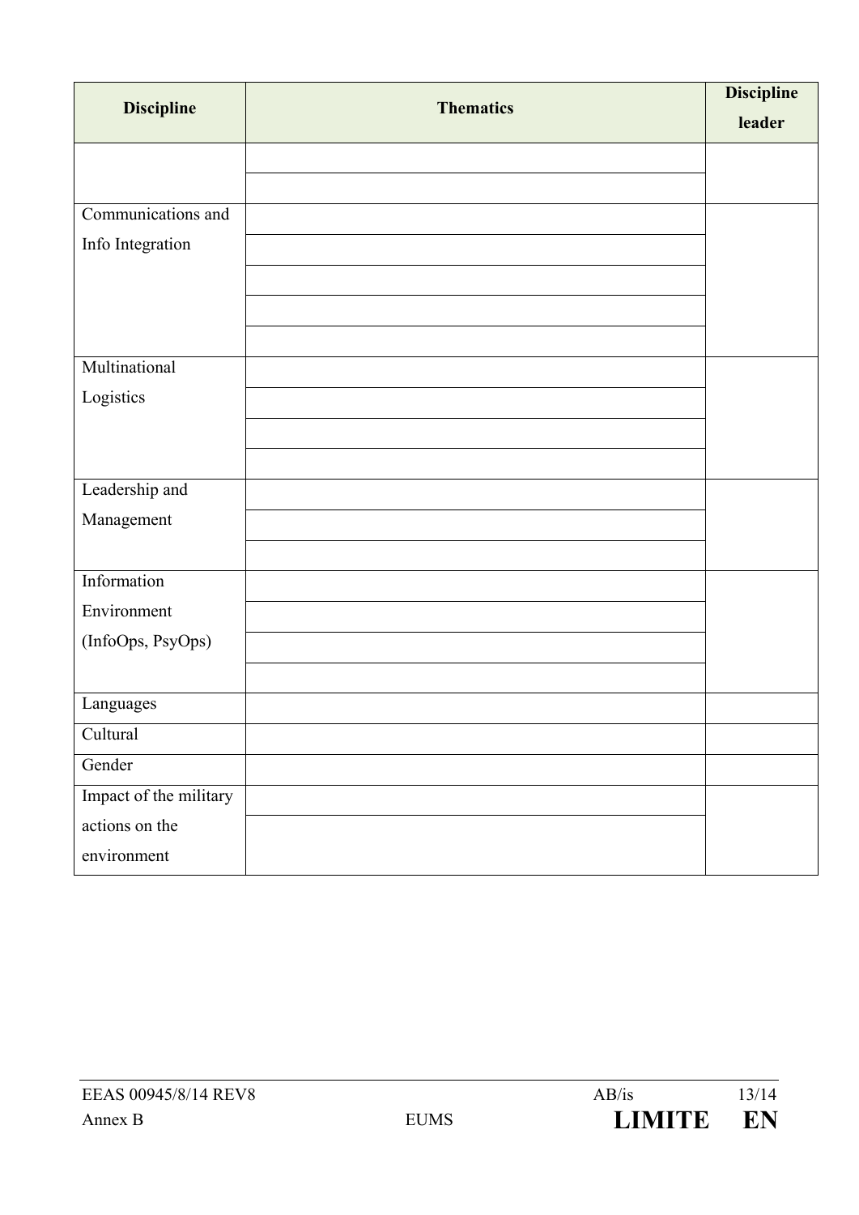| Discipline | Thematics | Discipline leader |
|---|---|---|
| | | |
| | | |
| Communications and Info Integration | | |
| | | |
| | | |
| | | |
| | | |
| Multinational Logistics | | |
| | | |
| | | |
| | | |
| Leadership and Management | | |
| | | |
| | | |
| Information Environment (InfoOps, PsyOps) | | |
| | | |
| | | |
| | | |
| Languages | | |
| Cultural | | |
| Gender | | |
| Impact of the military actions on the environment | | |
| | | |